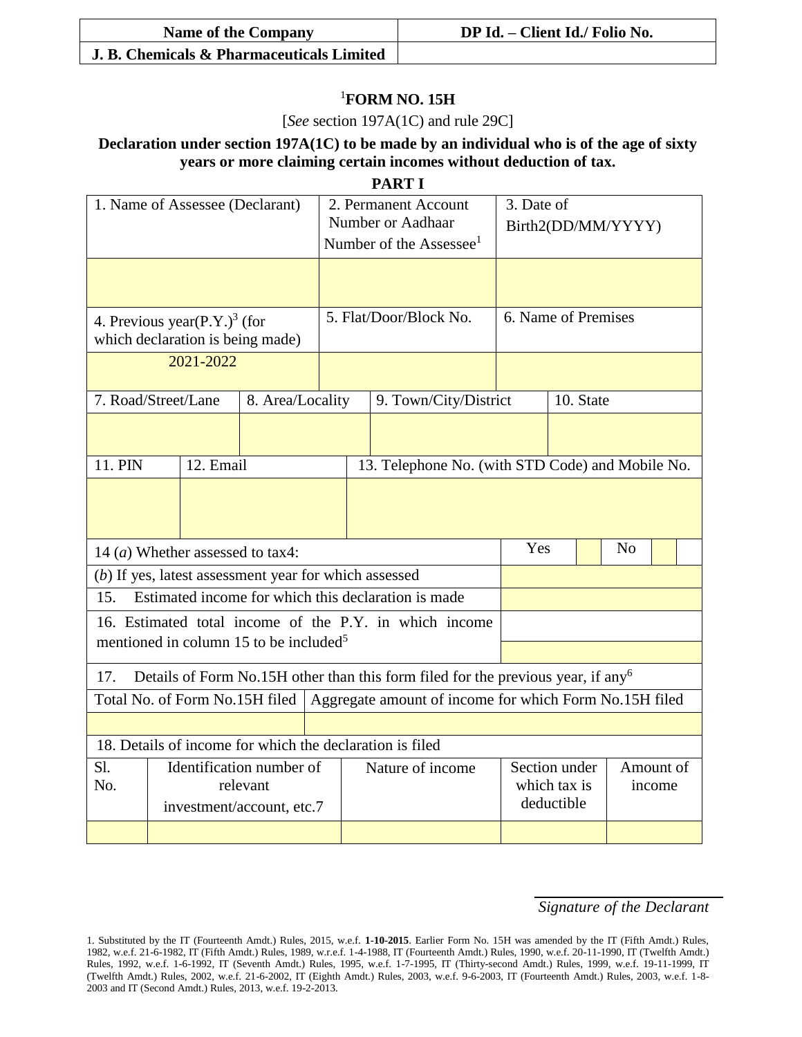| Name of the Company | DP Id. – Client Id./ Folio No. |
|---|---|
| J. B. Chemicals & Pharmaceuticals Limited | |

# [1]FORM NO. 15H

[*See* section 197A(1C) and rule 29C]

**Declaration under section 197A(1C) to be made by an individual who is of the age of sixty years or more claiming certain incomes without deduction of tax.**

## PART I

| 1. Name of Assessee (Declarant) | 2. Permanent Account Number or Aadhaar Number of the Assessee[1] | 3. Date of Birth2(DD/MM/YYYY) |
|---|---|---|
| | | |
| 4. Previous year(P.Y.)[3] (for which declaration is being made) | 5. Flat/Door/Block No. | 6. Name of Premises |
| 2021-2022 | | |

| 7. Road/Street/Lane | 8. Area/Locality | 9. Town/City/District | 10. State |
|---|---|---|---|
| | | | |

| 11. PIN | 12. Email | 13. Telephone No. (with STD Code) and Mobile No. |
|---|---|---|
| | | |

| | | | | |
|---|---|---|---|---|
| 14 (*a*) Whether assessed to tax4: | Yes | | No | |
| (*b*) If yes, latest assessment year for which assessed | | | | |
| 15. Estimated income for which this declaration is made | | | | |
| 16. Estimated total income of the P.Y. in which income mentioned in column 15 to be included[5] | | | | |

17. Details of Form No.15H other than this form filed for the previous year, if any[6]

| Total No. of Form No.15H filed | Aggregate amount of income for which Form No.15H filed |
|---|---|
| | |

18. Details of income for which the declaration is filed

| Sl. No. | Identification number of relevant investment/account, etc.7 | Nature of income | Section under which tax is deductible | Amount of income |
|---|---|---|---|---|
| | | | | |

*Signature of the Declarant*

1. Substituted by the IT (Fourteenth Amdt.) Rules, 2015, w.e.f. **1-10-2015**. Earlier Form No. 15H was amended by the IT (Fifth Amdt.) Rules, 1982, w.e.f. 21-6-1982, IT (Fifth Amdt.) Rules, 1989, w.r.e.f. 1-4-1988, IT (Fourteenth Amdt.) Rules, 1990, w.e.f. 20-11-1990, IT (Twelfth Amdt.) Rules, 1992, w.e.f. 1-6-1992, IT (Seventh Amdt.) Rules, 1995, w.e.f. 1-7-1995, IT (Thirty-second Amdt.) Rules, 1999, w.e.f. 19-11-1999, IT (Twelfth Amdt.) Rules, 2002, w.e.f. 21-6-2002, IT (Eighth Amdt.) Rules, 2003, w.e.f. 9-6-2003, IT (Fourteenth Amdt.) Rules, 2003, w.e.f. 1-8-2003 and IT (Second Amdt.) Rules, 2013, w.e.f. 19-2-2013.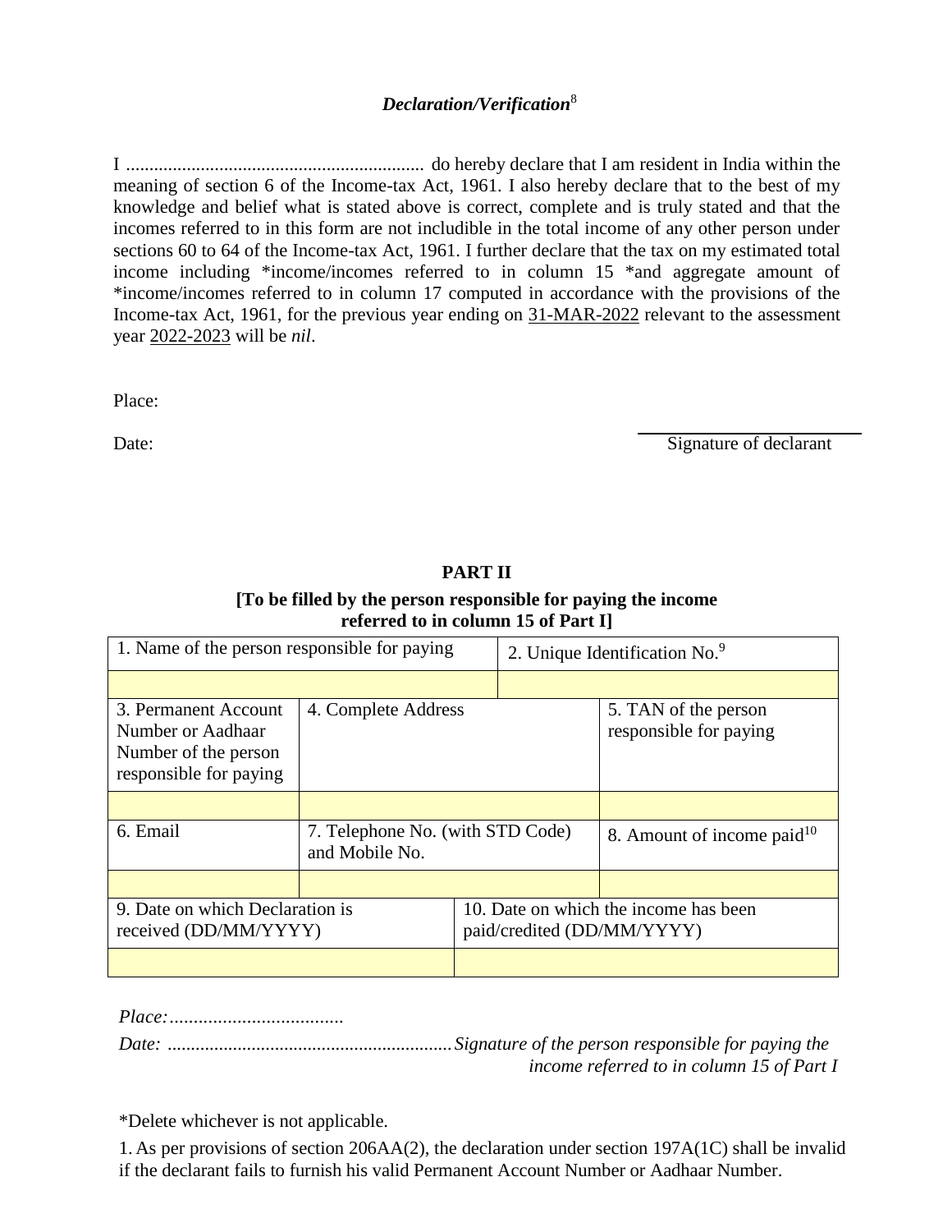## *Declaration/Verification*[8]

I ................................................................ do hereby declare that I am resident in India within the meaning of section 6 of the Income-tax Act, 1961. I also hereby declare that to the best of my knowledge and belief what is stated above is correct, complete and is truly stated and that the incomes referred to in this form are not includible in the total income of any other person under sections 60 to 64 of the Income-tax Act, 1961. I further declare that the tax on my estimated total income including *income/incomes referred to in column 15 *and aggregate amount of *income/incomes referred to in column 17 computed in accordance with the provisions of the Income-tax Act, 1961, for the previous year ending on 31-MAR-2022 relevant to the assessment year 2022-2023 will be *nil*.

Place:

Date: Signature of declarant

## PART II

**[To be filled by the person responsible for paying the income referred to in column 15 of Part I]**

| 1. Name of the person responsible for paying | | 2. Unique Identification No.[9] |
|---|---|---|
| | | |
| 3. Permanent Account Number or Aadhaar Number of the person responsible for paying | 4. Complete Address | 5. TAN of the person responsible for paying |
| | | |
| 6. Email | 7. Telephone No. (with STD Code) and Mobile No. | 8. Amount of income paid[10] |
| | | |
| 9. Date on which Declaration is received (DD/MM/YYYY) | 10. Date on which the income has been paid/credited (DD/MM/YYYY) | |
| | | |

*Place:....................................*

*Date: ............................................................Signature of the person responsible for paying the income referred to in column 15 of Part I*

*Delete whichever is not applicable.

1. As per provisions of section 206AA(2), the declaration under section 197A(1C) shall be invalid if the declarant fails to furnish his valid Permanent Account Number or Aadhaar Number.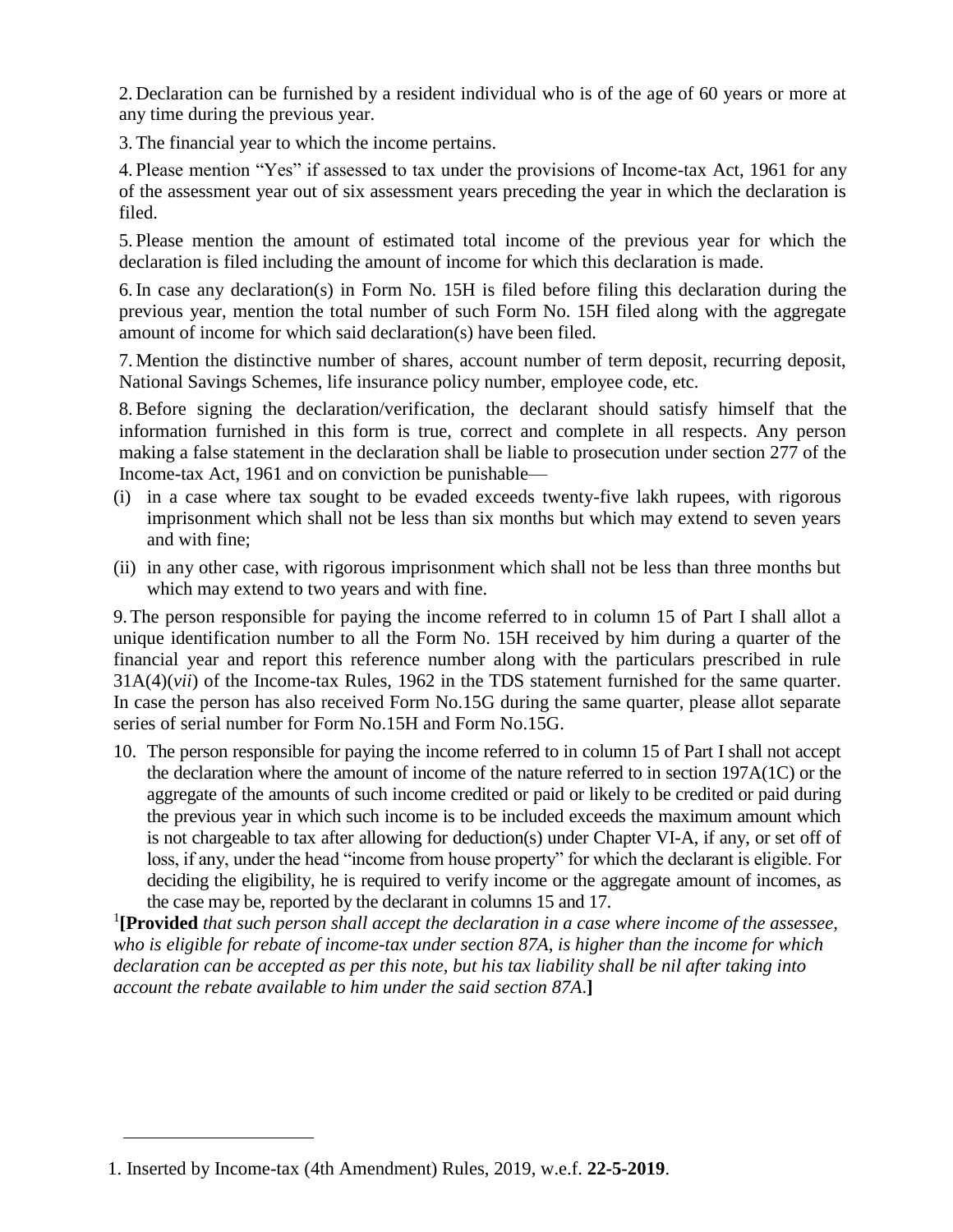2. Declaration can be furnished by a resident individual who is of the age of 60 years or more at any time during the previous year.

3. The financial year to which the income pertains.

4. Please mention "Yes" if assessed to tax under the provisions of Income-tax Act, 1961 for any of the assessment year out of six assessment years preceding the year in which the declaration is filed.

5. Please mention the amount of estimated total income of the previous year for which the declaration is filed including the amount of income for which this declaration is made.

6. In case any declaration(s) in Form No. 15H is filed before filing this declaration during the previous year, mention the total number of such Form No. 15H filed along with the aggregate amount of income for which said declaration(s) have been filed.

7. Mention the distinctive number of shares, account number of term deposit, recurring deposit, National Savings Schemes, life insurance policy number, employee code, etc.

8. Before signing the declaration/verification, the declarant should satisfy himself that the information furnished in this form is true, correct and complete in all respects. Any person making a false statement in the declaration shall be liable to prosecution under section 277 of the Income-tax Act, 1961 and on conviction be punishable—

(i) in a case where tax sought to be evaded exceeds twenty-five lakh rupees, with rigorous imprisonment which shall not be less than six months but which may extend to seven years and with fine;

(ii) in any other case, with rigorous imprisonment which shall not be less than three months but which may extend to two years and with fine.

9. The person responsible for paying the income referred to in column 15 of Part I shall allot a unique identification number to all the Form No. 15H received by him during a quarter of the financial year and report this reference number along with the particulars prescribed in rule 31A(4)(*vii*) of the Income-tax Rules, 1962 in the TDS statement furnished for the same quarter. In case the person has also received Form No.15G during the same quarter, please allot separate series of serial number for Form No.15H and Form No.15G.

10. The person responsible for paying the income referred to in column 15 of Part I shall not accept the declaration where the amount of income of the nature referred to in section 197A(1C) or the aggregate of the amounts of such income credited or paid or likely to be credited or paid during the previous year in which such income is to be included exceeds the maximum amount which is not chargeable to tax after allowing for deduction(s) under Chapter VI-A, if any, or set off of loss, if any, under the head "income from house property" for which the declarant is eligible. For deciding the eligibility, he is required to verify income or the aggregate amount of incomes, as the case may be, reported by the declarant in columns 15 and 17.

[1]**[Provided** *that such person shall accept the declaration in a case where income of the assessee, who is eligible for rebate of income-tax under section 87A, is higher than the income for which declaration can be accepted as per this note, but his tax liability shall be nil after taking into account the rebate available to him under the said section 87A.***]**

1. Inserted by Income-tax (4th Amendment) Rules, 2019, w.e.f. **22-5-2019**.